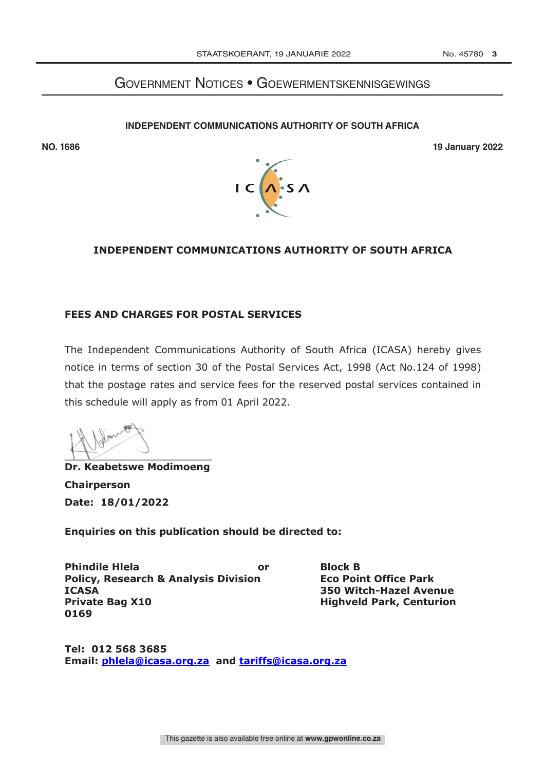# Government Notices • Goewermentskennisgewings

**INDEPENDENT COMMUNICATIONS AUTHORITY OF SOUTH AFRICA**

**NO. 1686** **19 January 2022**

**INDEPENDENT COMMUNICATIONS AUTHORITY OF SOUTH AFRICA**

**FEES AND CHARGES FOR POSTAL SERVICES**

The Independent Communications Authority of South Africa (ICASA) hereby gives notice in terms of section 30 of the Postal Services Act, 1998 (Act No.124 of 1998) that the postage rates and service fees for the reserved postal services contained in this schedule will apply as from 01 April 2022.

**Dr. Keabetswe Modimoeng**
**Chairperson**
**Date: 18/01/2022**

**Enquiries on this publication should be directed to:**

**Phindile Hlela**
**Policy, Research & Analysis Division**
**ICASA**
**Private Bag X10**
**0169**

**or**

**Block B**
**Eco Point Office Park**
**350 Witch-Hazel Avenue**
**Highveld Park, Centurion**

**Tel: 012 568 3685**
**Email: phlela@icasa.org.za and tariffs@icasa.org.za**

This gazette is also available free online at **www.gpwonline.co.za**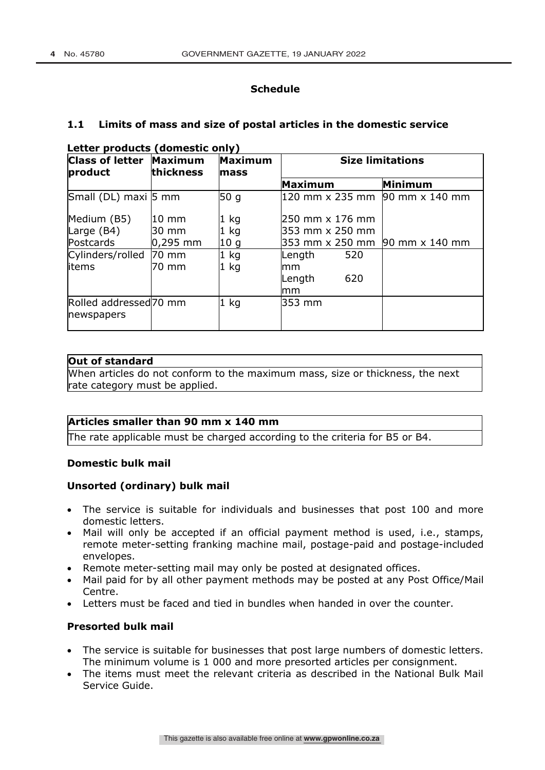**Schedule**

## 1.1 Limits of mass and size of postal articles in the domestic service

**Letter products (domestic only)**

| Class of letter product | Maximum thickness | Maximum mass | Size limitations | |
|---|---|---|---|---|
| | | | **Maximum** | **Minimum** |
| Small (DL) maxi | 5 mm | 50 g | 120 mm x 235 mm | 90 mm x 140 mm |
| Medium (B5) | 10 mm | 1 kg | 250 mm x 176 mm | |
| Large (B4) | 30 mm | 1 kg | 353 mm x 250 mm | |
| Postcards | 0,295 mm | 10 g | 353 mm x 250 mm | 90 mm x 140 mm |
| Cylinders/rolled items | 70 mm<br>70 mm | 1 kg<br>1 kg | Length 520 mm<br>Length 620 mm | |
| Rolled addressed newspapers | 70 mm | 1 kg | 353 mm | |

| **Out of standard** |
|---|
| When articles do not conform to the maximum mass, size or thickness, the next rate category must be applied. |

| **Articles smaller than 90 mm x 140 mm** |
|---|
| The rate applicable must be charged according to the criteria for B5 or B4. |

**Domestic bulk mail**

**Unsorted (ordinary) bulk mail**

- The service is suitable for individuals and businesses that post 100 and more domestic letters.
- Mail will only be accepted if an official payment method is used, i.e., stamps, remote meter-setting franking machine mail, postage-paid and postage-included envelopes.
- Remote meter-setting mail may only be posted at designated offices.
- Mail paid for by all other payment methods may be posted at any Post Office/Mail Centre.
- Letters must be faced and tied in bundles when handed in over the counter.

**Presorted bulk mail**

- The service is suitable for businesses that post large numbers of domestic letters. The minimum volume is 1 000 and more presorted articles per consignment.
- The items must meet the relevant criteria as described in the National Bulk Mail Service Guide.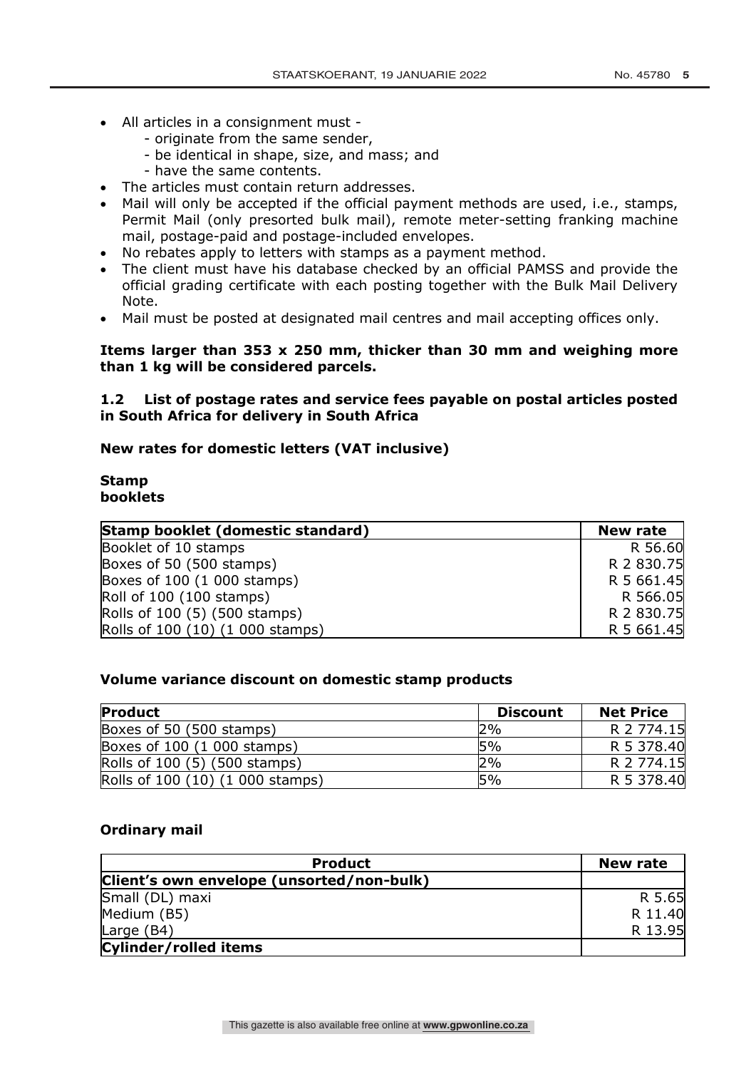- All articles in a consignment must -
    - originate from the same sender,
    - be identical in shape, size, and mass; and
    - have the same contents.
- The articles must contain return addresses.
- Mail will only be accepted if the official payment methods are used, i.e., stamps, Permit Mail (only presorted bulk mail), remote meter-setting franking machine mail, postage-paid and postage-included envelopes.
- No rebates apply to letters with stamps as a payment method.
- The client must have his database checked by an official PAMSS and provide the official grading certificate with each posting together with the Bulk Mail Delivery Note.
- Mail must be posted at designated mail centres and mail accepting offices only.

**Items larger than 353 x 250 mm, thicker than 30 mm and weighing more than 1 kg will be considered parcels.**

### 1.2 List of postage rates and service fees payable on postal articles posted in South Africa for delivery in South Africa

**New rates for domestic letters (VAT inclusive)**

**Stamp booklets**

| Stamp booklet (domestic standard) | New rate |
|---|---|
| Booklet of 10 stamps | R 56.60 |
| Boxes of 50 (500 stamps) | R 2 830.75 |
| Boxes of 100 (1 000 stamps) | R 5 661.45 |
| Roll of 100 (100 stamps) | R 566.05 |
| Rolls of 100 (5) (500 stamps) | R 2 830.75 |
| Rolls of 100 (10) (1 000 stamps) | R 5 661.45 |

**Volume variance discount on domestic stamp products**

| Product | Discount | Net Price |
|---|---|---|
| Boxes of 50 (500 stamps) | 2% | R 2 774.15 |
| Boxes of 100 (1 000 stamps) | 5% | R 5 378.40 |
| Rolls of 100 (5) (500 stamps) | 2% | R 2 774.15 |
| Rolls of 100 (10) (1 000 stamps) | 5% | R 5 378.40 |

**Ordinary mail**

| Product | New rate |
|---|---|
| **Client's own envelope (unsorted/non-bulk)** | |
| Small (DL) maxi | R 5.65 |
| Medium (B5) | R 11.40 |
| Large (B4) | R 13.95 |
| **Cylinder/rolled items** | |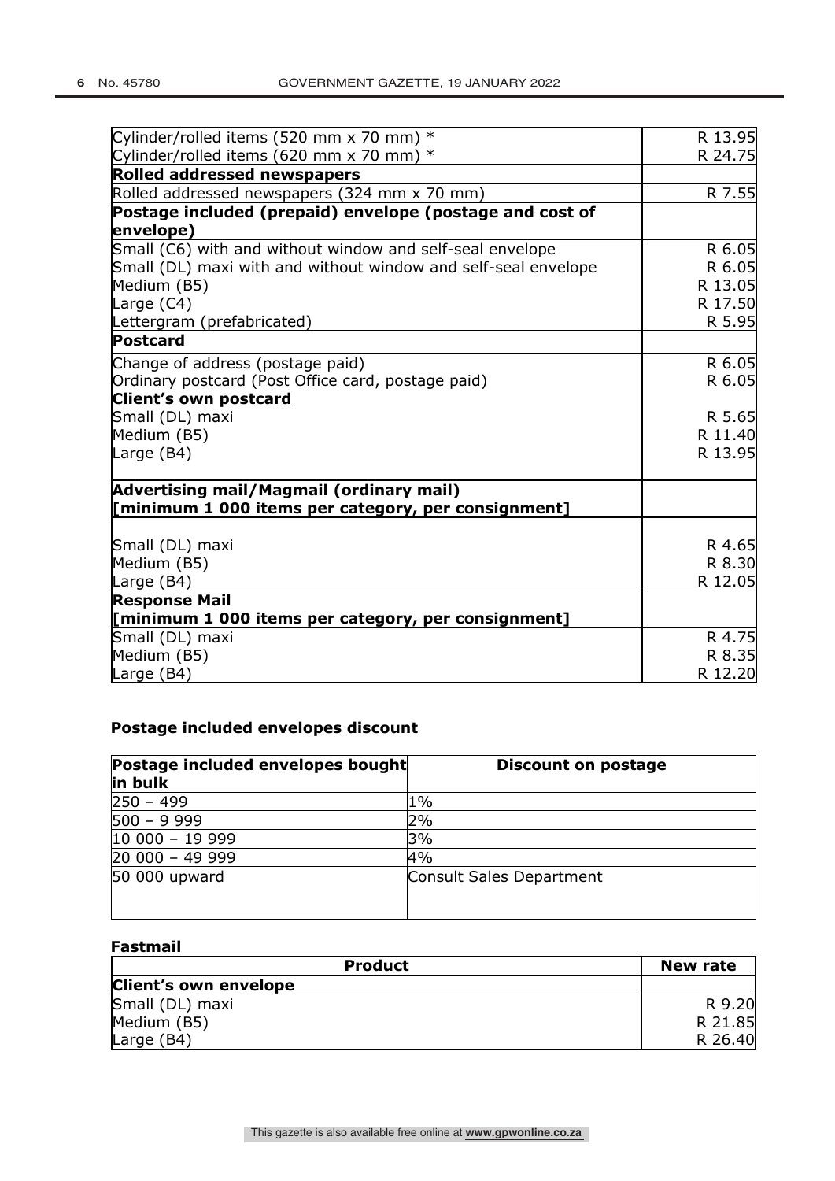| | |
|---|---|
| Cylinder/rolled items (520 mm x 70 mm) * | R 13.95 |
| Cylinder/rolled items (620 mm x 70 mm) * | R 24.75 |
| **Rolled addressed newspapers** | |
| Rolled addressed newspapers (324 mm x 70 mm) | R 7.55 |
| **Postage included (prepaid) envelope (postage and cost of envelope)** | |
| Small (C6) with and without window and self-seal envelope | R 6.05 |
| Small (DL) maxi with and without window and self-seal envelope | R 6.05 |
| Medium (B5) | R 13.05 |
| Large (C4) | R 17.50 |
| Lettergram (prefabricated) | R 5.95 |
| **Postcard** | |
| Change of address (postage paid) | R 6.05 |
| Ordinary postcard (Post Office card, postage paid) | R 6.05 |
| **Client's own postcard** | |
| Small (DL) maxi | R 5.65 |
| Medium (B5) | R 11.40 |
| Large (B4) | R 13.95 |
| **Advertising mail/Magmail (ordinary mail) [minimum 1 000 items per category, per consignment]** | |
| Small (DL) maxi | R 4.65 |
| Medium (B5) | R 8.30 |
| Large (B4) | R 12.05 |
| **Response Mail [minimum 1 000 items per category, per consignment]** | |
| Small (DL) maxi | R 4.75 |
| Medium (B5) | R 8.35 |
| Large (B4) | R 12.20 |

### Postage included envelopes discount

| Postage included envelopes bought in bulk | Discount on postage |
|---|---|
| 250 – 499 | 1% |
| 500 – 9 999 | 2% |
| 10 000 – 19 999 | 3% |
| 20 000 – 49 999 | 4% |
| 50 000 upward | Consult Sales Department |

### Fastmail

| Product | New rate |
|---|---|
| **Client's own envelope** | |
| Small (DL) maxi | R 9.20 |
| Medium (B5) | R 21.85 |
| Large (B4) | R 26.40 |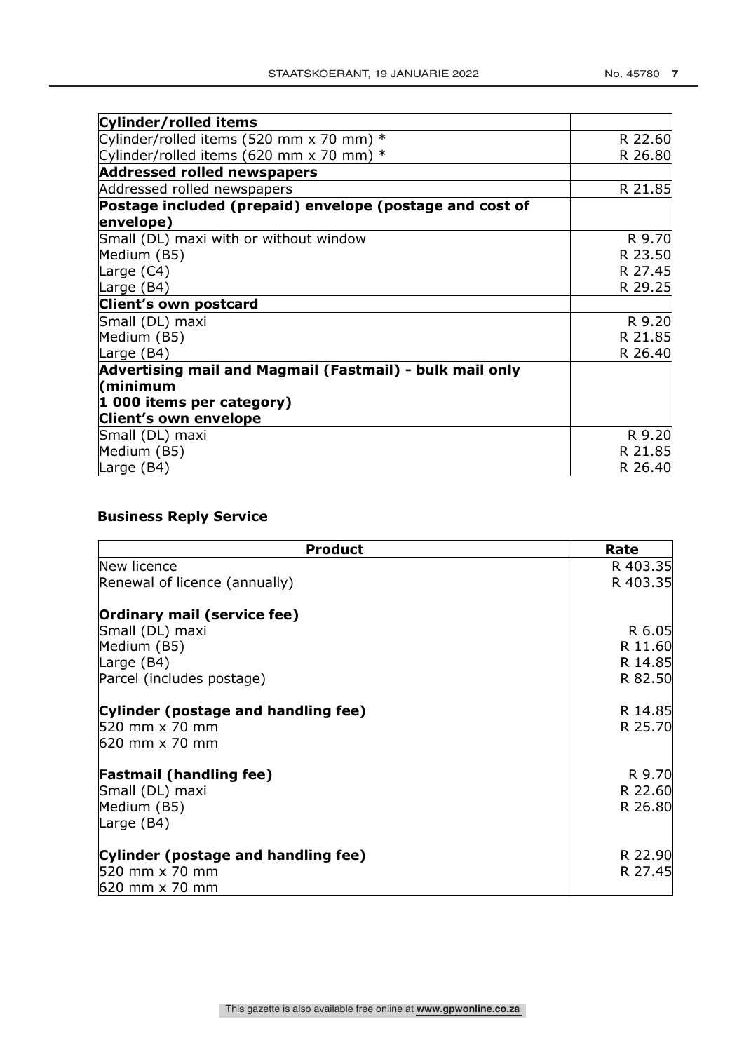| **Cylinder/rolled items** | |
|---|---|
| Cylinder/rolled items (520 mm x 70 mm) * | R 22.60 |
| Cylinder/rolled items (620 mm x 70 mm) * | R 26.80 |
| **Addressed rolled newspapers** | |
| Addressed rolled newspapers | R 21.85 |
| **Postage included (prepaid) envelope (postage and cost of envelope)** | |
| Small (DL) maxi with or without window | R 9.70 |
| Medium (B5) | R 23.50 |
| Large (C4) | R 27.45 |
| Large (B4) | R 29.25 |
| **Client's own postcard** | |
| Small (DL) maxi | R 9.20 |
| Medium (B5) | R 21.85 |
| Large (B4) | R 26.40 |
| **Advertising mail and Magmail (Fastmail) - bulk mail only (minimum 1 000 items per category)** **Client's own envelope** | |
| Small (DL) maxi | R 9.20 |
| Medium (B5) | R 21.85 |
| Large (B4) | R 26.40 |

**Business Reply Service**

| **Product** | **Rate** |
|---|---|
| New licence | R 403.35 |
| Renewal of licence (annually) | R 403.35 |
| **Ordinary mail (service fee)** | |
| Small (DL) maxi | R 6.05 |
| Medium (B5) | R 11.60 |
| Large (B4) | R 14.85 |
| Parcel (includes postage) | R 82.50 |
| **Cylinder (postage and handling fee)** | R 14.85 |
| 520 mm x 70 mm | R 25.70 |
| 620 mm x 70 mm | |
| **Fastmail (handling fee)** | R 9.70 |
| Small (DL) maxi | R 22.60 |
| Medium (B5) | R 26.80 |
| Large (B4) | |
| **Cylinder (postage and handling fee)** | R 22.90 |
| 520 mm x 70 mm | R 27.45 |
| 620 mm x 70 mm | |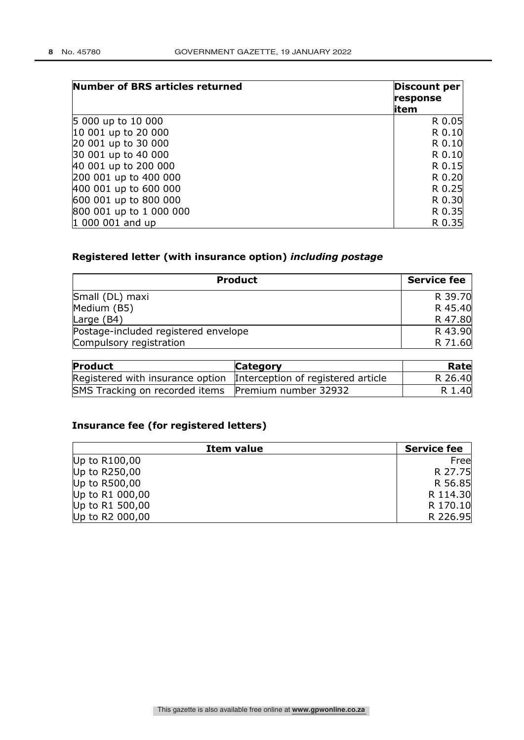| Number of BRS articles returned | Discount per response item |
|---|---|
| 5 000 up to 10 000 | R 0.05 |
| 10 001 up to 20 000 | R 0.10 |
| 20 001 up to 30 000 | R 0.10 |
| 30 001 up to 40 000 | R 0.10 |
| 40 001 up to 200 000 | R 0.15 |
| 200 001 up to 400 000 | R 0.20 |
| 400 001 up to 600 000 | R 0.25 |
| 600 001 up to 800 000 | R 0.30 |
| 800 001 up to 1 000 000 | R 0.35 |
| 1 000 001 and up | R 0.35 |

### Registered letter (with insurance option) *including postage*

| Product | Service fee |
|---|---|
| Small (DL) maxi | R 39.70 |
| Medium (B5) | R 45.40 |
| Large (B4) | R 47.80 |
| Postage-included registered envelope | R 43.90 |
| Compulsory registration | R 71.60 |

| Product | Category | Rate |
|---|---|---|
| Registered with insurance option | Interception of registered article | R 26.40 |
| SMS Tracking on recorded items | Premium number 32932 | R 1.40 |

### Insurance fee (for registered letters)

| Item value | Service fee |
|---|---|
| Up to R100,00 | Free |
| Up to R250,00 | R 27.75 |
| Up to R500,00 | R 56.85 |
| Up to R1 000,00 | R 114.30 |
| Up to R1 500,00 | R 170.10 |
| Up to R2 000,00 | R 226.95 |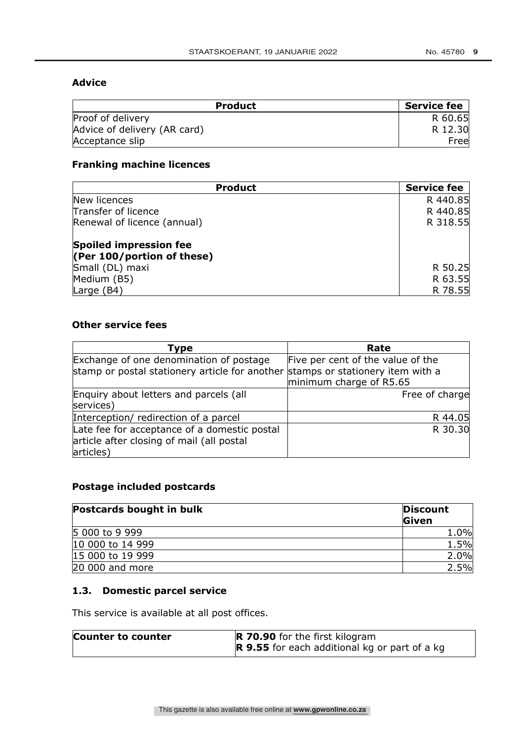**Advice**

| Product | Service fee |
|---|---|
| Proof of delivery | R 60.65 |
| Advice of delivery (AR card) | R 12.30 |
| Acceptance slip | Free |

**Franking machine licences**

| Product | Service fee |
|---|---|
| New licences | R 440.85 |
| Transfer of licence | R 440.85 |
| Renewal of licence (annual) | R 318.55 |
| **Spoiled impression fee (Per 100/portion of these)** | |
| Small (DL) maxi | R 50.25 |
| Medium (B5) | R 63.55 |
| Large (B4) | R 78.55 |

**Other service fees**

| Type | Rate |
|---|---|
| Exchange of one denomination of postage stamp or postal stationery article for another | Five per cent of the value of the stamps or stationery item with a minimum charge of R5.65 |
| Enquiry about letters and parcels (all services) | Free of charge |
| Interception/ redirection of a parcel | R 44.05 |
| Late fee for acceptance of a domestic postal article after closing of mail (all postal articles) | R 30.30 |

**Postage included postcards**

| Postcards bought in bulk | Discount Given |
|---|---|
| 5 000 to 9 999 | 1.0% |
| 10 000 to 14 999 | 1.5% |
| 15 000 to 19 999 | 2.0% |
| 20 000 and more | 2.5% |

### 1.3. Domestic parcel service

This service is available at all post offices.

| **Counter to counter** | **R 70.90** for the first kilogram<br>**R 9.55** for each additional kg or part of a kg |
|---|---|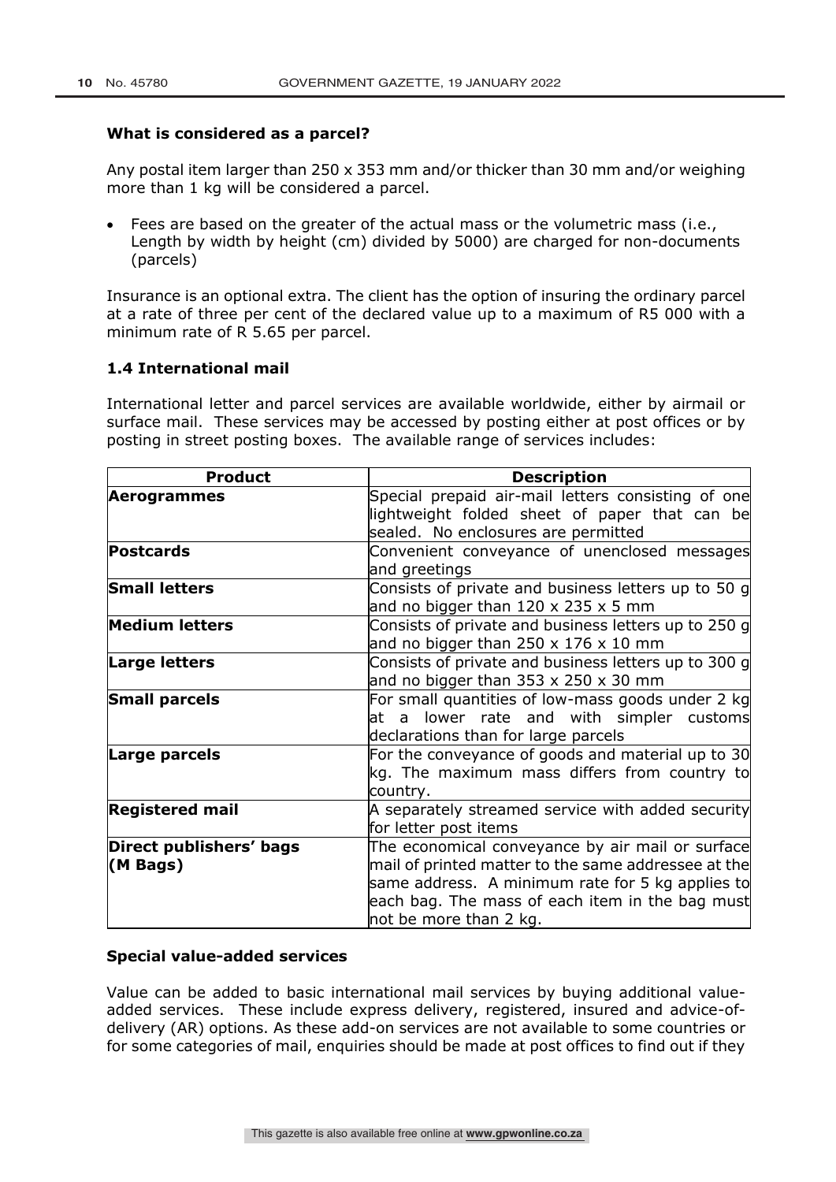**What is considered as a parcel?**

Any postal item larger than 250 x 353 mm and/or thicker than 30 mm and/or weighing more than 1 kg will be considered a parcel.

- Fees are based on the greater of the actual mass or the volumetric mass (i.e., Length by width by height (cm) divided by 5000) are charged for non-documents (parcels)

Insurance is an optional extra. The client has the option of insuring the ordinary parcel at a rate of three per cent of the declared value up to a maximum of R5 000 with a minimum rate of R 5.65 per parcel.

### 1.4 International mail

International letter and parcel services are available worldwide, either by airmail or surface mail. These services may be accessed by posting either at post offices or by posting in street posting boxes. The available range of services includes:

| Product | Description |
|---|---|
| **Aerogrammes** | Special prepaid air-mail letters consisting of one lightweight folded sheet of paper that can be sealed. No enclosures are permitted |
| **Postcards** | Convenient conveyance of unenclosed messages and greetings |
| **Small letters** | Consists of private and business letters up to 50 g and no bigger than 120 x 235 x 5 mm |
| **Medium letters** | Consists of private and business letters up to 250 g and no bigger than 250 x 176 x 10 mm |
| **Large letters** | Consists of private and business letters up to 300 g and no bigger than 353 x 250 x 30 mm |
| **Small parcels** | For small quantities of low-mass goods under 2 kg at a lower rate and with simpler customs declarations than for large parcels |
| **Large parcels** | For the conveyance of goods and material up to 30 kg. The maximum mass differs from country to country. |
| **Registered mail** | A separately streamed service with added security for letter post items |
| **Direct publishers' bags (M Bags)** | The economical conveyance by air mail or surface mail of printed matter to the same addressee at the same address. A minimum rate for 5 kg applies to each bag. The mass of each item in the bag must not be more than 2 kg. |

**Special value-added services**

Value can be added to basic international mail services by buying additional value-added services. These include express delivery, registered, insured and advice-of-delivery (AR) options. As these add-on services are not available to some countries or for some categories of mail, enquiries should be made at post offices to find out if they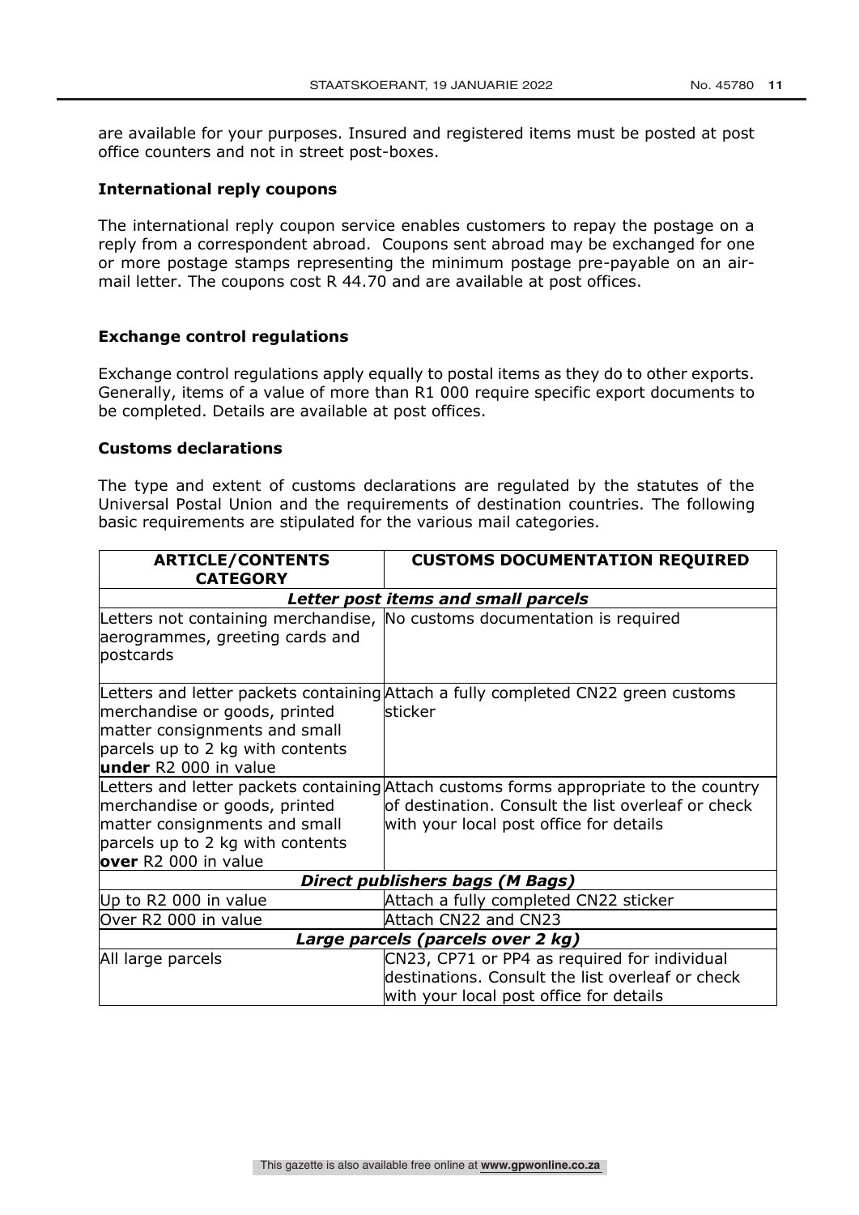are available for your purposes. Insured and registered items must be posted at post office counters and not in street post-boxes.

### International reply coupons

The international reply coupon service enables customers to repay the postage on a reply from a correspondent abroad. Coupons sent abroad may be exchanged for one or more postage stamps representing the minimum postage pre-payable on an airmail letter. The coupons cost R 44.70 and are available at post offices.

### Exchange control regulations

Exchange control regulations apply equally to postal items as they do to other exports. Generally, items of a value of more than R1 000 require specific export documents to be completed. Details are available at post offices.

### Customs declarations

The type and extent of customs declarations are regulated by the statutes of the Universal Postal Union and the requirements of destination countries. The following basic requirements are stipulated for the various mail categories.

| ARTICLE/CONTENTS CATEGORY | CUSTOMS DOCUMENTATION REQUIRED |
|---|---|
| ***Letter post items and small parcels*** | |
| Letters not containing merchandise, aerogrammes, greeting cards and postcards | No customs documentation is required |
| Letters and letter packets containing merchandise or goods, printed matter consignments and small parcels up to 2 kg with contents **under** R2 000 in value | Attach a fully completed CN22 green customs sticker |
| Letters and letter packets containing merchandise or goods, printed matter consignments and small parcels up to 2 kg with contents **over** R2 000 in value | Attach customs forms appropriate to the country of destination. Consult the list overleaf or check with your local post office for details |
| ***Direct publishers bags (M Bags)*** | |
| Up to R2 000 in value | Attach a fully completed CN22 sticker |
| Over R2 000 in value | Attach CN22 and CN23 |
| ***Large parcels (parcels over 2 kg)*** | |
| All large parcels | CN23, CP71 or PP4 as required for individual destinations. Consult the list overleaf or check with your local post office for details |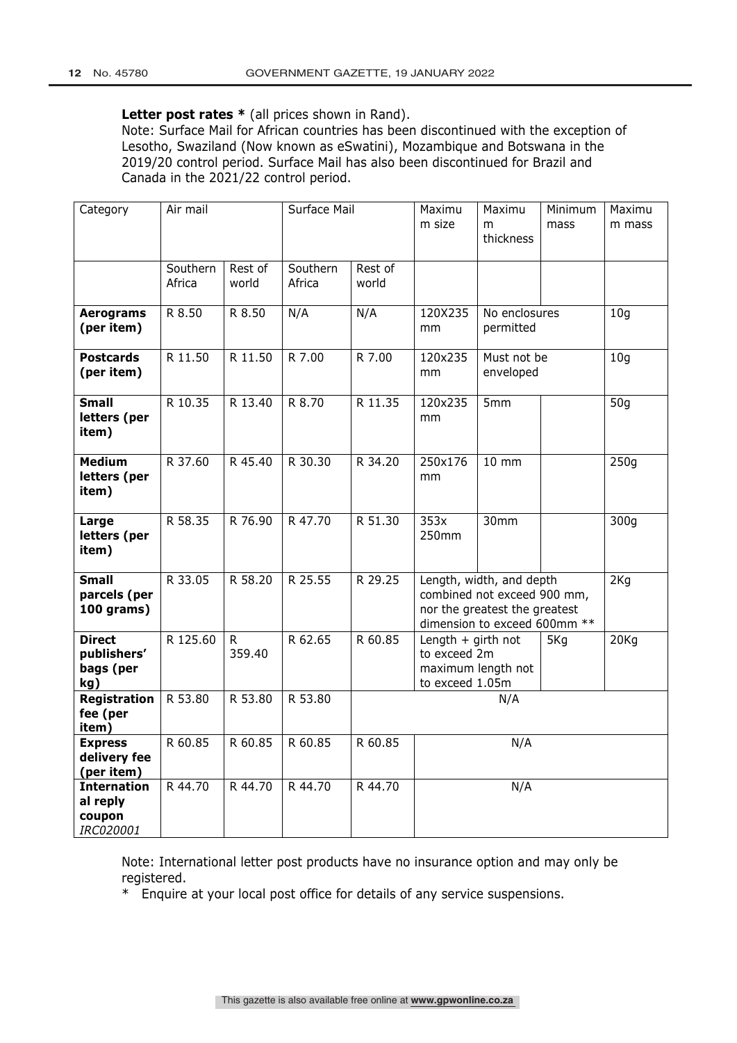**Letter post rates *** (all prices shown in Rand).

Note: Surface Mail for African countries has been discontinued with the exception of Lesotho, Swaziland (Now known as eSwatini), Mozambique and Botswana in the 2019/20 control period. Surface Mail has also been discontinued for Brazil and Canada in the 2021/22 control period.

| Category | Air mail | | Surface Mail | | Maximum size | Maximum thickness | Minimum mass | Maximum mass |
|---|---|---|---|---|---|---|---|---|
| | Southern Africa | Rest of world | Southern Africa | Rest of world | | | | |
| **Aerograms (per item)** | R 8.50 | R 8.50 | N/A | N/A | 120X235 mm | No enclosures permitted | | 10g |
| **Postcards (per item)** | R 11.50 | R 11.50 | R 7.00 | R 7.00 | 120x235 mm | Must not be enveloped | | 10g |
| **Small letters (per item)** | R 10.35 | R 13.40 | R 8.70 | R 11.35 | 120x235 mm | 5mm | | 50g |
| **Medium letters (per item)** | R 37.60 | R 45.40 | R 30.30 | R 34.20 | 250x176 mm | 10 mm | | 250g |
| **Large letters (per item)** | R 58.35 | R 76.90 | R 47.70 | R 51.30 | 353x 250mm | 30mm | | 300g |
| **Small parcels (per 100 grams)** | R 33.05 | R 58.20 | R 25.55 | R 29.25 | Length, width, and depth combined not exceed 900 mm, nor the greatest the greatest dimension to exceed 600mm ** | | | 2Kg |
| **Direct publishers' bags (per kg)** | R 125.60 | R 359.40 | R 62.65 | R 60.85 | Length + girth not to exceed 2m maximum length not to exceed 1.05m | | 5Kg | 20Kg |
| **Registration fee (per item)** | R 53.80 | R 53.80 | R 53.80 | N/A | | | | |
| **Express delivery fee (per item)** | R 60.85 | R 60.85 | R 60.85 | R 60.85 | N/A | | | |
| **International reply coupon** *IRC020001* | R 44.70 | R 44.70 | R 44.70 | R 44.70 | N/A | | | |

Note: International letter post products have no insurance option and may only be registered.

\* Enquire at your local post office for details of any service suspensions.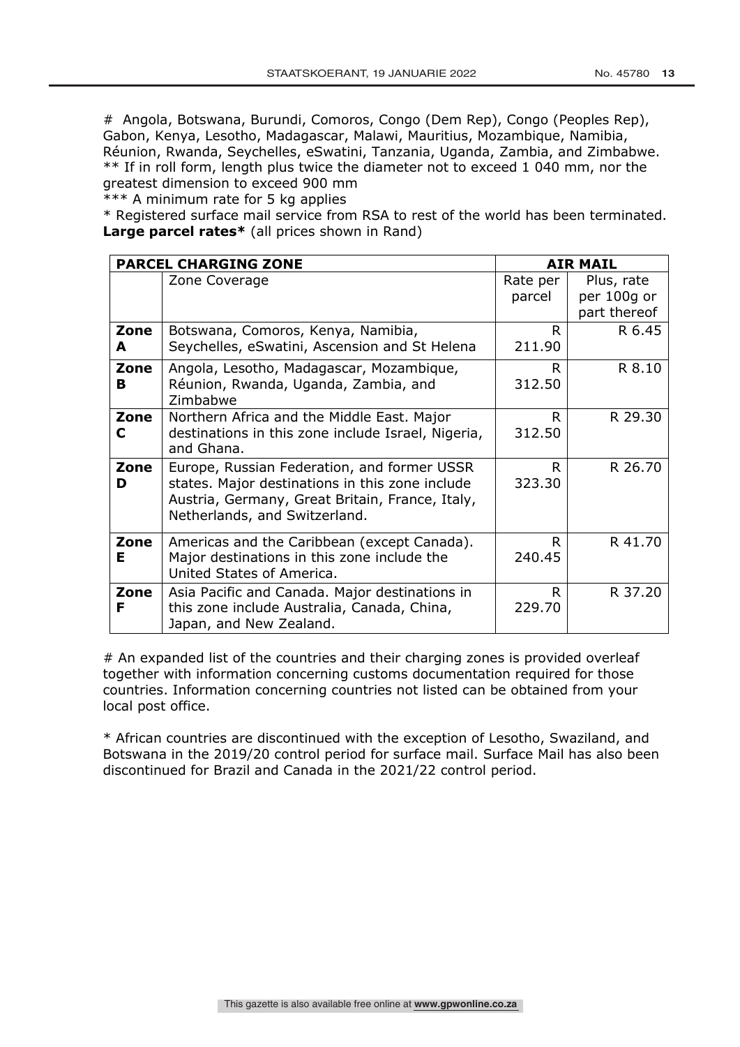# Angola, Botswana, Burundi, Comoros, Congo (Dem Rep), Congo (Peoples Rep), Gabon, Kenya, Lesotho, Madagascar, Malawi, Mauritius, Mozambique, Namibia, Réunion, Rwanda, Seychelles, eSwatini, Tanzania, Uganda, Zambia, and Zimbabwe.

** If in roll form, length plus twice the diameter not to exceed 1 040 mm, nor the greatest dimension to exceed 900 mm

*** A minimum rate for 5 kg applies

* Registered surface mail service from RSA to rest of the world has been terminated.

**Large parcel rates*** (all prices shown in Rand)

| **PARCEL CHARGING ZONE** | | **AIR MAIL** | |
|---|---|---|---|
| | Zone Coverage | Rate per parcel | Plus, rate per 100g or part thereof |
| **Zone A** | Botswana, Comoros, Kenya, Namibia, Seychelles, eSwatini, Ascension and St Helena | R 211.90 | R 6.45 |
| **Zone B** | Angola, Lesotho, Madagascar, Mozambique, Réunion, Rwanda, Uganda, Zambia, and Zimbabwe | R 312.50 | R 8.10 |
| **Zone C** | Northern Africa and the Middle East. Major destinations in this zone include Israel, Nigeria, and Ghana. | R 312.50 | R 29.30 |
| **Zone D** | Europe, Russian Federation, and former USSR states. Major destinations in this zone include Austria, Germany, Great Britain, France, Italy, Netherlands, and Switzerland. | R 323.30 | R 26.70 |
| **Zone E** | Americas and the Caribbean (except Canada). Major destinations in this zone include the United States of America. | R 240.45 | R 41.70 |
| **Zone F** | Asia Pacific and Canada. Major destinations in this zone include Australia, Canada, China, Japan, and New Zealand. | R 229.70 | R 37.20 |

# An expanded list of the countries and their charging zones is provided overleaf together with information concerning customs documentation required for those countries. Information concerning countries not listed can be obtained from your local post office.

* African countries are discontinued with the exception of Lesotho, Swaziland, and Botswana in the 2019/20 control period for surface mail. Surface Mail has also been discontinued for Brazil and Canada in the 2021/22 control period.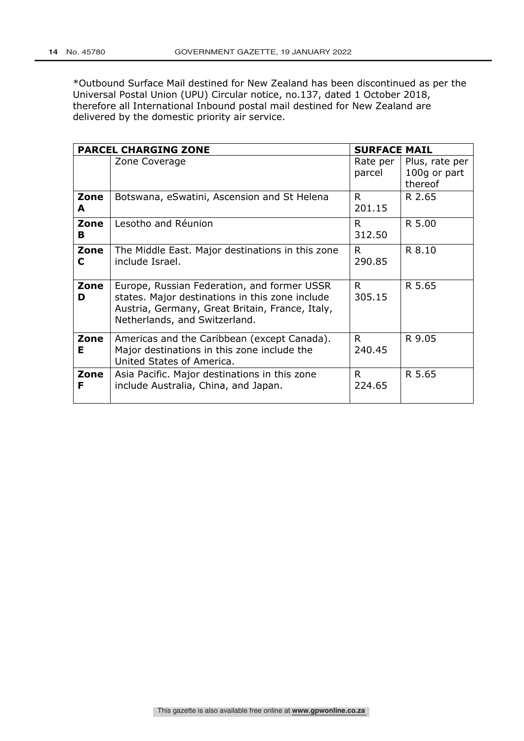*Outbound Surface Mail destined for New Zealand has been discontinued as per the Universal Postal Union (UPU) Circular notice, no.137, dated 1 October 2018, therefore all International Inbound postal mail destined for New Zealand are delivered by the domestic priority air service.

| **PARCEL CHARGING ZONE** | | **SURFACE MAIL** | |
|---|---|---|---|
| | Zone Coverage | Rate per parcel | Plus, rate per 100g or part thereof |
| **Zone A** | Botswana, eSwatini, Ascension and St Helena | R 201.15 | R 2.65 |
| **Zone B** | Lesotho and Réunion | R 312.50 | R 5.00 |
| **Zone C** | The Middle East. Major destinations in this zone include Israel. | R 290.85 | R 8.10 |
| **Zone D** | Europe, Russian Federation, and former USSR states. Major destinations in this zone include Austria, Germany, Great Britain, France, Italy, Netherlands, and Switzerland. | R 305.15 | R 5.65 |
| **Zone E** | Americas and the Caribbean (except Canada). Major destinations in this zone include the United States of America. | R 240.45 | R 9.05 |
| **Zone F** | Asia Pacific. Major destinations in this zone include Australia, China, and Japan. | R 224.65 | R 5.65 |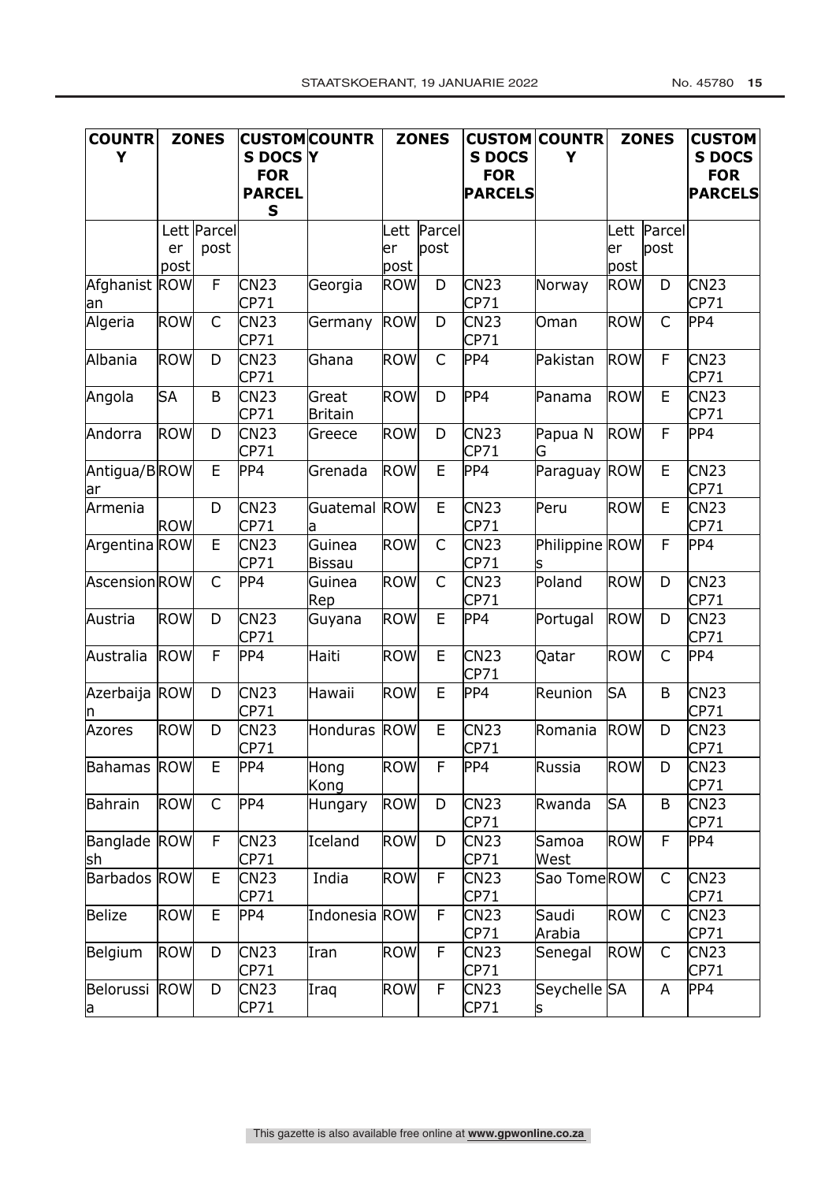| COUNTRY | ZONES | | CUSTOMS DOCS FOR PARCELS | COUNTRY | ZONES | | CUSTOMS DOCS FOR PARCELS | COUNTRY | ZONES | | CUSTOMS DOCS FOR PARCELS |
|---|---|---|---|---|---|---|---|---|---|---|---|
| | Letter post | Parcel post | | | Letter post | Parcel post | | | Letter post | Parcel post | |
| Afghanistan | ROW | F | CN23 CP71 | Georgia | ROW | D | CN23 CP71 | Norway | ROW | D | CN23 CP71 |
| Algeria | ROW | C | CN23 CP71 | Germany | ROW | D | CN23 CP71 | Oman | ROW | C | PP4 |
| Albania | ROW | D | CN23 CP71 | Ghana | ROW | C | PP4 | Pakistan | ROW | F | CN23 CP71 |
| Angola | SA | B | CN23 CP71 | Great Britain | ROW | D | PP4 | Panama | ROW | E | CN23 CP71 |
| Andorra | ROW | D | CN23 CP71 | Greece | ROW | D | CN23 CP71 | Papua N G | ROW | F | PP4 |
| Antigua/Bar | ROW | E | PP4 | Grenada | ROW | E | PP4 | Paraguay | ROW | E | CN23 CP71 |
| Armenia | ROW | D | CN23 CP71 | Guatemala | ROW | E | CN23 CP71 | Peru | ROW | E | CN23 CP71 |
| Argentina | ROW | E | CN23 CP71 | Guinea Bissau | ROW | C | CN23 CP71 | Philippines | ROW | F | PP4 |
| Ascension | ROW | C | PP4 | Guinea Rep | ROW | C | CN23 CP71 | Poland | ROW | D | CN23 CP71 |
| Austria | ROW | D | CN23 CP71 | Guyana | ROW | E | PP4 | Portugal | ROW | D | CN23 CP71 |
| Australia | ROW | F | PP4 | Haiti | ROW | E | CN23 CP71 | Qatar | ROW | C | PP4 |
| Azerbaijan | ROW | D | CN23 CP71 | Hawaii | ROW | E | PP4 | Reunion | SA | B | CN23 CP71 |
| Azores | ROW | D | CN23 CP71 | Honduras | ROW | E | CN23 CP71 | Romania | ROW | D | CN23 CP71 |
| Bahamas | ROW | E | PP4 | Hong Kong | ROW | F | PP4 | Russia | ROW | D | CN23 CP71 |
| Bahrain | ROW | C | PP4 | Hungary | ROW | D | CN23 CP71 | Rwanda | SA | B | CN23 CP71 |
| Bangladesh | ROW | F | CN23 CP71 | Iceland | ROW | D | CN23 CP71 | Samoa West | ROW | F | PP4 |
| Barbados | ROW | E | CN23 CP71 | India | ROW | F | CN23 CP71 | Sao Tome | ROW | C | CN23 CP71 |
| Belize | ROW | E | PP4 | Indonesia | ROW | F | CN23 CP71 | Saudi Arabia | ROW | C | CN23 CP71 |
| Belgium | ROW | D | CN23 CP71 | Iran | ROW | F | CN23 CP71 | Senegal | ROW | C | CN23 CP71 |
| Belorussia | ROW | D | CN23 CP71 | Iraq | ROW | F | CN23 CP71 | Seychelles | SA | A | PP4 |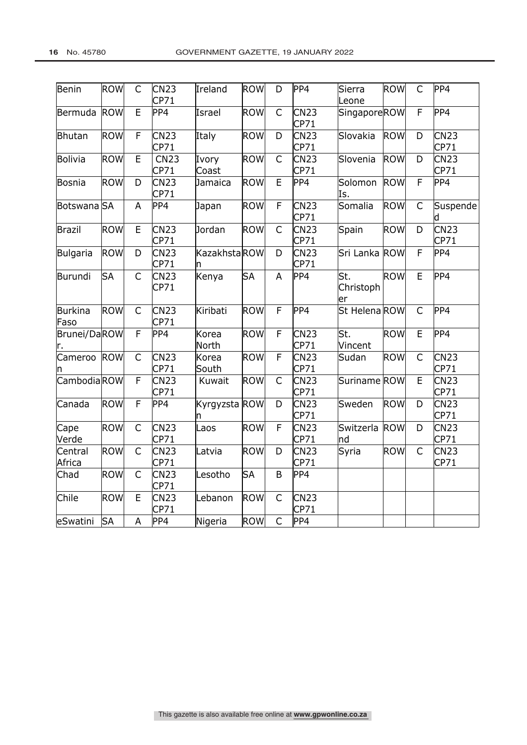| | | | | | | | | | | | |
|---|---|---|---|---|---|---|---|---|---|---|---|
| Benin | ROW | C | CN23 CP71 | Ireland | ROW | D | PP4 | Sierra Leone | ROW | C | PP4 |
| Bermuda | ROW | E | PP4 | Israel | ROW | C | CN23 CP71 | Singapore | ROW | F | PP4 |
| Bhutan | ROW | F | CN23 CP71 | Italy | ROW | D | CN23 CP71 | Slovakia | ROW | D | CN23 CP71 |
| Bolivia | ROW | E | CN23 CP71 | Ivory Coast | ROW | C | CN23 CP71 | Slovenia | ROW | D | CN23 CP71 |
| Bosnia | ROW | D | CN23 CP71 | Jamaica | ROW | E | PP4 | Solomon Is. | ROW | F | PP4 |
| Botswana | SA | A | PP4 | Japan | ROW | F | CN23 CP71 | Somalia | ROW | C | Suspended |
| Brazil | ROW | E | CN23 CP71 | Jordan | ROW | C | CN23 CP71 | Spain | ROW | D | CN23 CP71 |
| Bulgaria | ROW | D | CN23 CP71 | Kazakhstan | ROW | D | CN23 CP71 | Sri Lanka | ROW | F | PP4 |
| Burundi | SA | C | CN23 CP71 | Kenya | SA | A | PP4 | St. Christopher | ROW | E | PP4 |
| Burkina Faso | ROW | C | CN23 CP71 | Kiribati | ROW | F | PP4 | St Helena | ROW | C | PP4 |
| Brunei/Dar. | ROW | F | PP4 | Korea North | ROW | F | CN23 CP71 | St. Vincent | ROW | E | PP4 |
| Cameroon | ROW | C | CN23 CP71 | Korea South | ROW | F | CN23 CP71 | Sudan | ROW | C | CN23 CP71 |
| Cambodia | ROW | F | CN23 CP71 | Kuwait | ROW | C | CN23 CP71 | Suriname | ROW | E | CN23 CP71 |
| Canada | ROW | F | PP4 | Kyrgyzstan | ROW | D | CN23 CP71 | Sweden | ROW | D | CN23 CP71 |
| Cape Verde | ROW | C | CN23 CP71 | Laos | ROW | F | CN23 CP71 | Switzerland | ROW | D | CN23 CP71 |
| Central Africa | ROW | C | CN23 CP71 | Latvia | ROW | D | CN23 CP71 | Syria | ROW | C | CN23 CP71 |
| Chad | ROW | C | CN23 CP71 | Lesotho | SA | B | PP4 | | | | |
| Chile | ROW | E | CN23 CP71 | Lebanon | ROW | C | CN23 CP71 | | | | |
| eSwatini | SA | A | PP4 | Nigeria | ROW | C | PP4 | | | | |